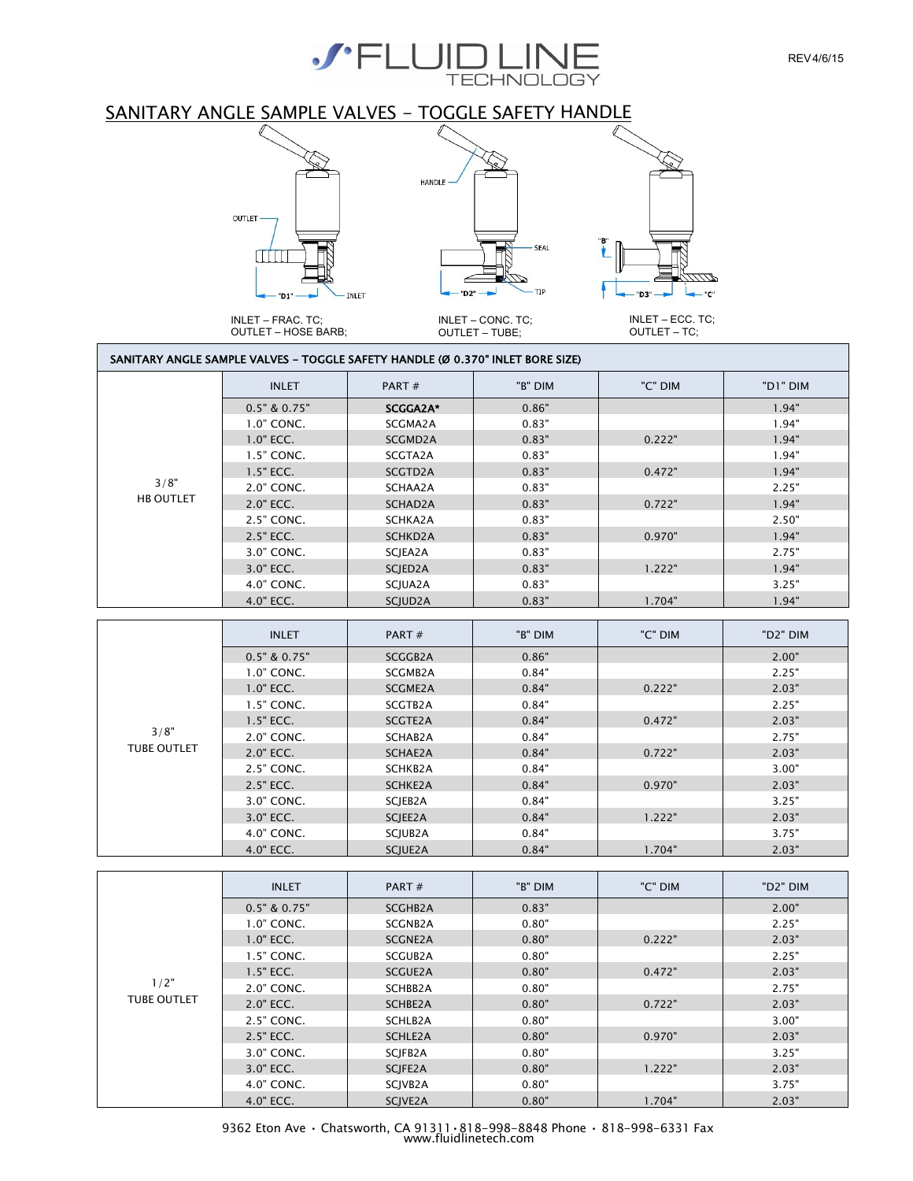FLUID LINE TECHNOLOGY

REV4/6/15

# SANITARY ANGLE SAMPLE VALVES - TOGGLE SAFETY HANDLE

INLET – FRAC. TC;
OUTLET – HOSE BARB;

INLET – CONC. TC;
OUTLET – TUBE;

INLET – ECC. TC;
OUTLET – TC;

## SANITARY ANGLE SAMPLE VALVES – TOGGLE SAFETY HANDLE (Ø 0.370" INLET BORE SIZE)

| | INLET | PART # | "B" DIM | "C" DIM | "D1" DIM |
|---|---|---|---|---|---|
| 3/8" HB OUTLET | 0.5" & 0.75" | **SCGGA2A*** | 0.86" | | 1.94" |
| | 1.0" CONC. | SCGMA2A | 0.83" | | 1.94" |
| | 1.0" ECC. | SCGMD2A | 0.83" | 0.222" | 1.94" |
| | 1.5" CONC. | SCGTA2A | 0.83" | | 1.94" |
| | 1.5" ECC. | SCGTD2A | 0.83" | 0.472" | 1.94" |
| | 2.0" CONC. | SCHAA2A | 0.83" | | 2.25" |
| | 2.0" ECC. | SCHAD2A | 0.83" | 0.722" | 1.94" |
| | 2.5" CONC. | SCHKA2A | 0.83" | | 2.50" |
| | 2.5" ECC. | SCHKD2A | 0.83" | 0.970" | 1.94" |
| | 3.0" CONC. | SCJEA2A | 0.83" | | 2.75" |
| | 3.0" ECC. | SCJED2A | 0.83" | 1.222" | 1.94" |
| | 4.0" CONC. | SCJUA2A | 0.83" | | 3.25" |
| | 4.0" ECC. | SCJUD2A | 0.83" | 1.704" | 1.94" |

| | INLET | PART # | "B" DIM | "C" DIM | "D2" DIM |
|---|---|---|---|---|---|
| 3/8" TUBE OUTLET | 0.5" & 0.75" | SCGGB2A | 0.86" | | 2.00" |
| | 1.0" CONC. | SCGMB2A | 0.84" | | 2.25" |
| | 1.0" ECC. | SCGME2A | 0.84" | 0.222" | 2.03" |
| | 1.5" CONC. | SCGTB2A | 0.84" | | 2.25" |
| | 1.5" ECC. | SCGTE2A | 0.84" | 0.472" | 2.03" |
| | 2.0" CONC. | SCHAB2A | 0.84" | | 2.75" |
| | 2.0" ECC. | SCHAE2A | 0.84" | 0.722" | 2.03" |
| | 2.5" CONC. | SCHKB2A | 0.84" | | 3.00" |
| | 2.5" ECC. | SCHKE2A | 0.84" | 0.970" | 2.03" |
| | 3.0" CONC. | SCJEB2A | 0.84" | | 3.25" |
| | 3.0" ECC. | SCJEE2A | 0.84" | 1.222" | 2.03" |
| | 4.0" CONC. | SCJUB2A | 0.84" | | 3.75" |
| | 4.0" ECC. | SCJUE2A | 0.84" | 1.704" | 2.03" |

| | INLET | PART # | "B" DIM | "C" DIM | "D2" DIM |
|---|---|---|---|---|---|
| 1/2" TUBE OUTLET | 0.5" & 0.75" | SCGHB2A | 0.83" | | 2.00" |
| | 1.0" CONC. | SCGNB2A | 0.80" | | 2.25" |
| | 1.0" ECC. | SCGNE2A | 0.80" | 0.222" | 2.03" |
| | 1.5" CONC. | SCGUB2A | 0.80" | | 2.25" |
| | 1.5" ECC. | SCGUE2A | 0.80" | 0.472" | 2.03" |
| | 2.0" CONC. | SCHBB2A | 0.80" | | 2.75" |
| | 2.0" ECC. | SCHBE2A | 0.80" | 0.722" | 2.03" |
| | 2.5" CONC. | SCHLB2A | 0.80" | | 3.00" |
| | 2.5" ECC. | SCHLE2A | 0.80" | 0.970" | 2.03" |
| | 3.0" CONC. | SCJFB2A | 0.80" | | 3.25" |
| | 3.0" ECC. | SCJFE2A | 0.80" | 1.222" | 2.03" |
| | 4.0" CONC. | SCJVB2A | 0.80" | | 3.75" |
| | 4.0" ECC. | SCJVE2A | 0.80" | 1.704" | 2.03" |

9362 Eton Ave • Chatsworth, CA 91311 • 818-998-8848 Phone • 818-998-6331 Fax
www.fluidlinetech.com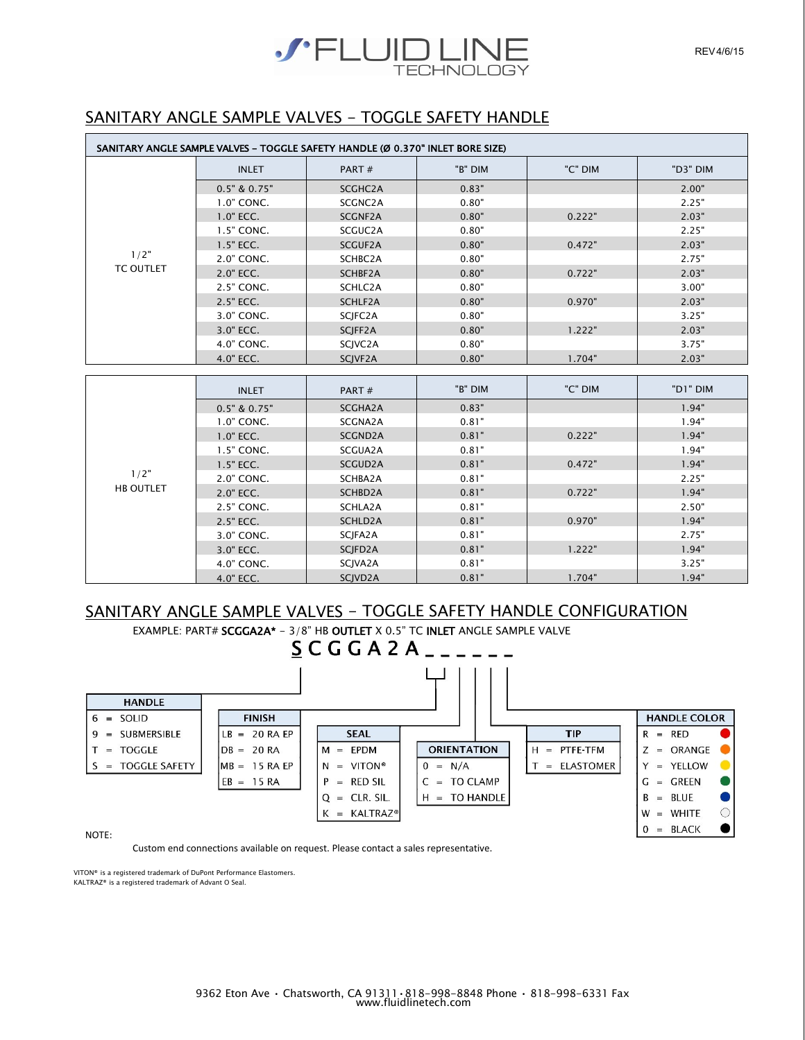## SANITARY ANGLE SAMPLE VALVES - TOGGLE SAFETY HANDLE

**SANITARY ANGLE SAMPLE VALVES – TOGGLE SAFETY HANDLE (Ø 0.370" INLET BORE SIZE)**

| | INLET | PART # | "B" DIM | "C" DIM | "D3" DIM |
|---|---|---|---|---|---|
| 1/2" TC OUTLET | 0.5" & 0.75" | SCGHC2A | 0.83" | | 2.00" |
| | 1.0" CONC. | SCGNC2A | 0.80" | | 2.25" |
| | 1.0" ECC. | SCGNF2A | 0.80" | 0.222" | 2.03" |
| | 1.5" CONC. | SCGUC2A | 0.80" | | 2.25" |
| | 1.5" ECC. | SCGUF2A | 0.80" | 0.472" | 2.03" |
| | 2.0" CONC. | SCHBC2A | 0.80" | | 2.75" |
| | 2.0" ECC. | SCHBF2A | 0.80" | 0.722" | 2.03" |
| | 2.5" CONC. | SCHLC2A | 0.80" | | 3.00" |
| | 2.5" ECC. | SCHLF2A | 0.80" | 0.970" | 2.03" |
| | 3.0" CONC. | SCJFC2A | 0.80" | | 3.25" |
| | 3.0" ECC. | SCJFF2A | 0.80" | 1.222" | 2.03" |
| | 4.0" CONC. | SCJVC2A | 0.80" | | 3.75" |
| | 4.0" ECC. | SCJVF2A | 0.80" | 1.704" | 2.03" |

| | INLET | PART # | "B" DIM | "C" DIM | "D1" DIM |
|---|---|---|---|---|---|
| 1/2" HB OUTLET | 0.5" & 0.75" | SCGHA2A | 0.83" | | 1.94" |
| | 1.0" CONC. | SCGNA2A | 0.81" | | 1.94" |
| | 1.0" ECC. | SCGND2A | 0.81" | 0.222" | 1.94" |
| | 1.5" CONC. | SCGUA2A | 0.81" | | 1.94" |
| | 1.5" ECC. | SCGUD2A | 0.81" | 0.472" | 1.94" |
| | 2.0" CONC. | SCHBA2A | 0.81" | | 2.25" |
| | 2.0" ECC. | SCHBD2A | 0.81" | 0.722" | 1.94" |
| | 2.5" CONC. | SCHLA2A | 0.81" | | 2.50" |
| | 2.5" ECC. | SCHLD2A | 0.81" | 0.970" | 1.94" |
| | 3.0" CONC. | SCJFA2A | 0.81" | | 2.75" |
| | 3.0" ECC. | SCJFD2A | 0.81" | 1.222" | 1.94" |
| | 4.0" CONC. | SCJVA2A | 0.81" | | 3.25" |
| | 4.0" ECC. | SCJVD2A | 0.81" | 1.704" | 1.94" |

## SANITARY ANGLE SAMPLE VALVES - TOGGLE SAFETY HANDLE CONFIGURATION

EXAMPLE: PART# **SCGGA2A*** - 3/8" HB **OUTLET** X 0.5" TC **INLET** ANGLE SAMPLE VALVE

**S C G G A 2 A _ _ _ _ _ _**

| HANDLE |
|---|
| 6 = SOLID |
| 9 = SUBMERSIBLE |
| T = TOGGLE |
| S = TOGGLE SAFETY |

| FINISH |
|---|
| LB = 20 RA EP |
| DB = 20 RA |
| MB = 15 RA EP |
| EB = 15 RA |

| SEAL |
|---|
| M = EPDM |
| N = VITON® |
| P = RED SIL |
| Q = CLR. SIL. |
| K = KALTRAZ® |

| ORIENTATION |
|---|
| 0 = N/A |
| C = TO CLAMP |
| H = TO HANDLE |

| TIP |
|---|
| H = PTFE-TFM |
| T = ELASTOMER |

| HANDLE COLOR |
|---|
| R = RED |
| Z = ORANGE |
| Y = YELLOW |
| G = GREEN |
| B = BLUE |
| W = WHITE |
| 0 = BLACK |

NOTE:

Custom end connections available on request. Please contact a sales representative.

VITON® is a registered trademark of DuPont Performance Elastomers.
KALTRAZ® is a registered trademark of Advant O Seal.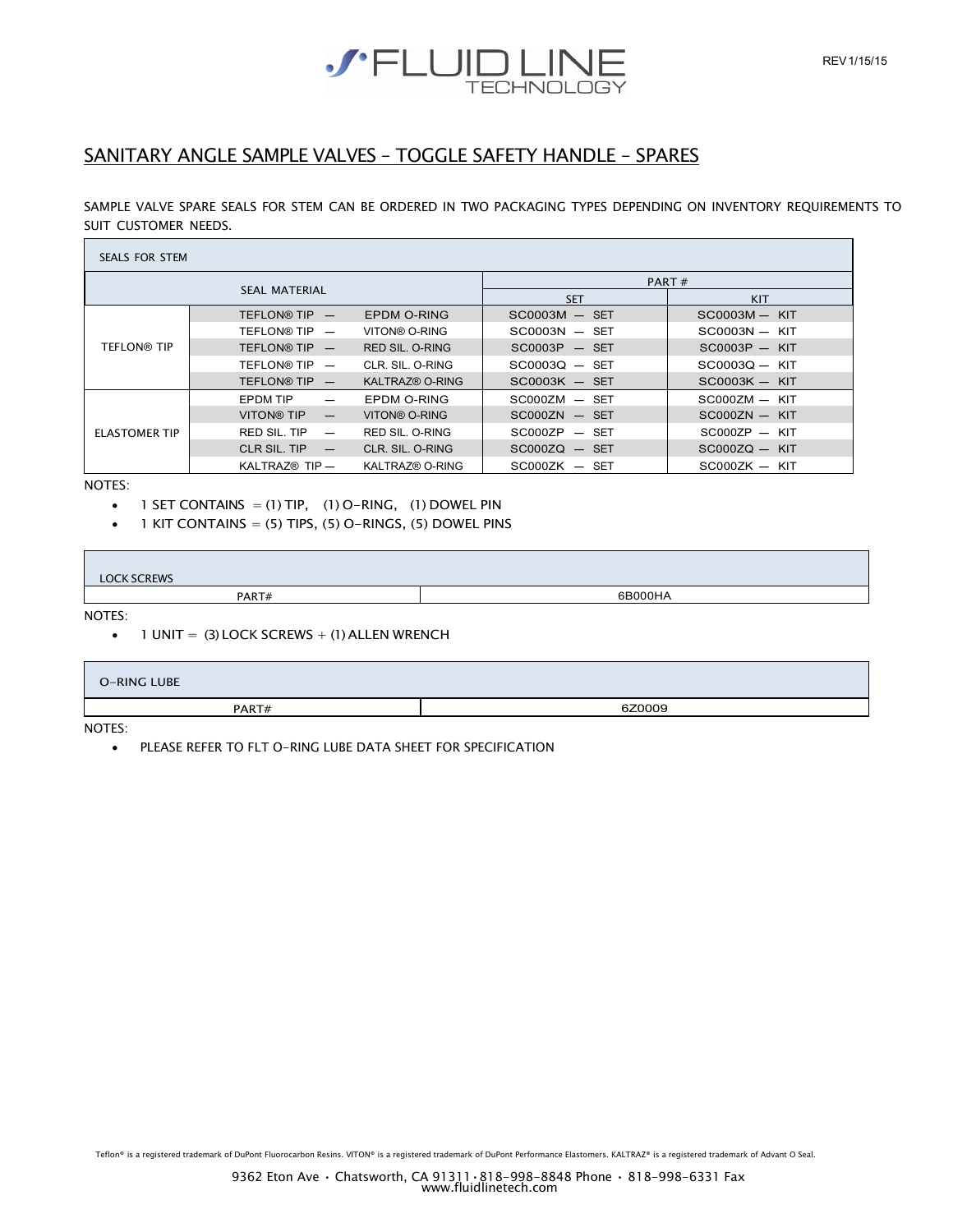REV 1/15/15

## SANITARY ANGLE SAMPLE VALVES – TOGGLE SAFETY HANDLE – SPARES

SAMPLE VALVE SPARE SEALS FOR STEM CAN BE ORDERED IN TWO PACKAGING TYPES DEPENDING ON INVENTORY REQUIREMENTS TO SUIT CUSTOMER NEEDS.

| SEALS FOR STEM | | | | |
|---|---|---|---|---|
| SEAL MATERIAL | | | PART # | |
| | | | SET | KIT |
| TEFLON® TIP | TEFLON® TIP — | EPDM O-RING | SC0003M — SET | SC0003M — KIT |
| | TEFLON® TIP — | VITON® O-RING | SC0003N — SET | SC0003N — KIT |
| | TEFLON® TIP — | RED SIL. O-RING | SC0003P — SET | SC0003P — KIT |
| | TEFLON® TIP — | CLR. SIL. O-RING | SC0003Q — SET | SC0003Q — KIT |
| | TEFLON® TIP — | KALTRAZ® O-RING | SC0003K — SET | SC0003K — KIT |
| ELASTOMER TIP | EPDM TIP — | EPDM O-RING | SC000ZM — SET | SC000ZM — KIT |
| | VITON® TIP — | VITON® O-RING | SC000ZN — SET | SC000ZN — KIT |
| | RED SIL. TIP — | RED SIL. O-RING | SC000ZP — SET | SC000ZP — KIT |
| | CLR SIL. TIP — | CLR. SIL. O-RING | SC000ZQ — SET | SC000ZQ — KIT |
| | KALTRAZ® TIP — | KALTRAZ® O-RING | SC000ZK — SET | SC000ZK — KIT |

NOTES:

- 1 SET CONTAINS = (1) TIP, (1) O-RING, (1) DOWEL PIN
- 1 KIT CONTAINS = (5) TIPS, (5) O-RINGS, (5) DOWEL PINS

| LOCK SCREWS | |
|---|---|
| PART# | 6B000HA |

NOTES:

- 1 UNIT = (3) LOCK SCREWS + (1) ALLEN WRENCH

| O-RING LUBE | |
|---|---|
| PART# | 6Z0009 |

NOTES:

- PLEASE REFER TO FLT O-RING LUBE DATA SHEET FOR SPECIFICATION

Teflon® is a registered trademark of DuPont Fluorocarbon Resins. VITON® is a registered trademark of DuPont Performance Elastomers. KALTRAZ® is a registered trademark of Advant O Seal.

9362 Eton Ave • Chatsworth, CA 91311 • 818-998-8848 Phone • 818-998-6331 Fax
www.fluidlinetech.com